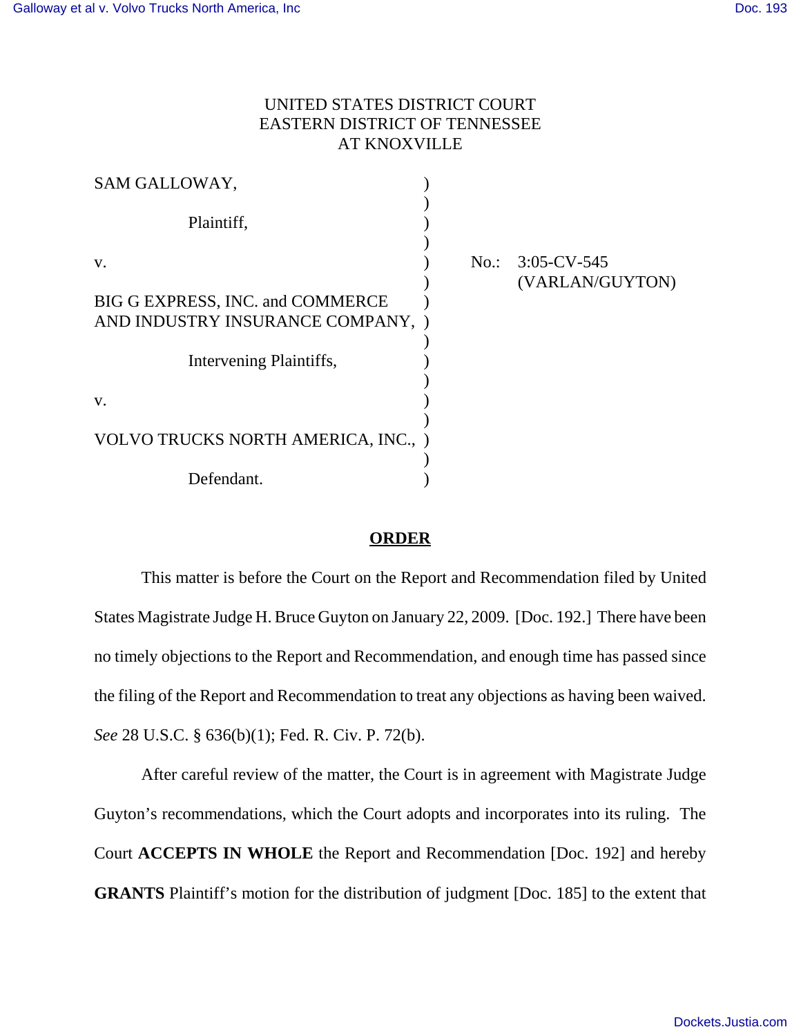UNITED STATES DISTRICT COURT
EASTERN DISTRICT OF TENNESSEE
AT KNOXVILLE

| | | |
|---|---|---|
| SAM GALLOWAY, | ) | |
| | ) | |
| Plaintiff, | ) | |
| | ) | |
| v. | ) | No.: 3:05-CV-545 |
| | ) | (VARLAN/GUYTON) |
| BIG G EXPRESS, INC. and COMMERCE AND INDUSTRY INSURANCE COMPANY, | ) | |
| | ) | |
| Intervening Plaintiffs, | ) | |
| | ) | |
| v. | ) | |
| | ) | |
| VOLVO TRUCKS NORTH AMERICA, INC., | ) | |
| | ) | |
| Defendant. | ) | |

## ORDER

This matter is before the Court on the Report and Recommendation filed by United States Magistrate Judge H. Bruce Guyton on January 22, 2009. [Doc. 192.] There have been no timely objections to the Report and Recommendation, and enough time has passed since the filing of the Report and Recommendation to treat any objections as having been waived. *See* 28 U.S.C. § 636(b)(1); Fed. R. Civ. P. 72(b).

After careful review of the matter, the Court is in agreement with Magistrate Judge Guyton's recommendations, which the Court adopts and incorporates into its ruling. The Court **ACCEPTS IN WHOLE** the Report and Recommendation [Doc. 192] and hereby **GRANTS** Plaintiff's motion for the distribution of judgment [Doc. 185] to the extent that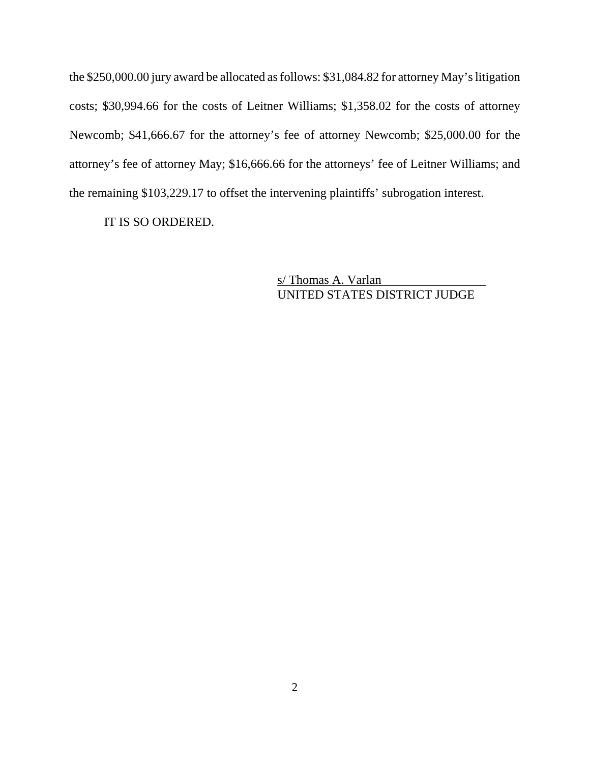the $250,000.00 jury award be allocated as follows: $31,084.82 for attorney May's litigation costs; $30,994.66 for the costs of Leitner Williams; $1,358.02 for the costs of attorney Newcomb; $41,666.67 for the attorney's fee of attorney Newcomb; $25,000.00 for the attorney's fee of attorney May; $16,666.66 for the attorneys' fee of Leitner Williams; and the remaining $103,229.17 to offset the intervening plaintiffs' subrogation interest.

IT IS SO ORDERED.

s/ Thomas A. Varlan
UNITED STATES DISTRICT JUDGE